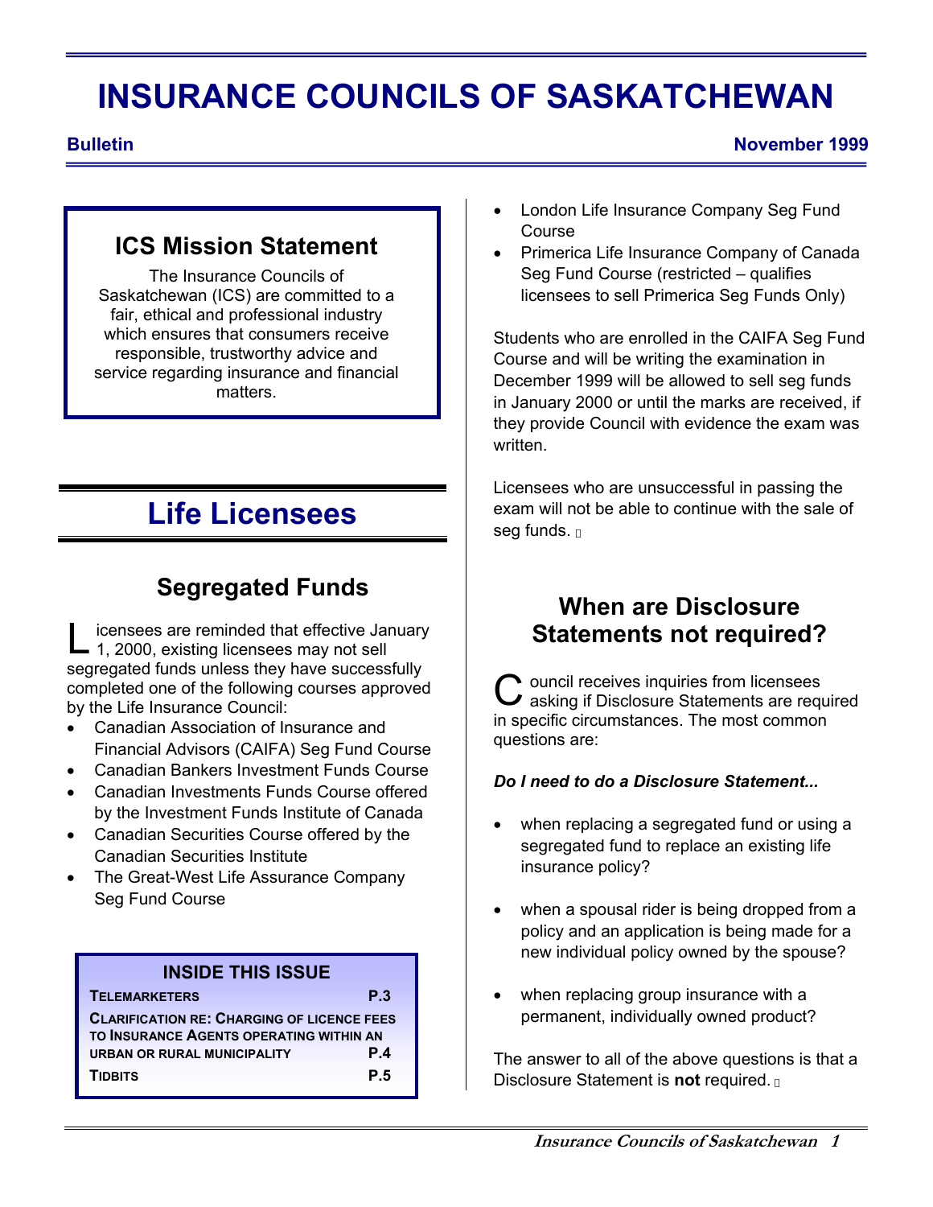# INSURANCE COUNCILS OF SASKATCHEWAN

**Bulletin** **November 1999**

## ICS Mission Statement

The Insurance Councils of Saskatchewan (ICS) are committed to a fair, ethical and professional industry which ensures that consumers receive responsible, trustworthy advice and service regarding insurance and financial matters.

# Life Licensees

## Segregated Funds

Licensees are reminded that effective January 1, 2000, existing licensees may not sell segregated funds unless they have successfully completed one of the following courses approved by the Life Insurance Council:

- Canadian Association of Insurance and Financial Advisors (CAIFA) Seg Fund Course
- Canadian Bankers Investment Funds Course
- Canadian Investments Funds Course offered by the Investment Funds Institute of Canada
- Canadian Securities Course offered by the Canadian Securities Institute
- The Great-West Life Assurance Company Seg Fund Course
- London Life Insurance Company Seg Fund Course
- Primerica Life Insurance Company of Canada Seg Fund Course (restricted – qualifies licensees to sell Primerica Seg Funds Only)

Students who are enrolled in the CAIFA Seg Fund Course and will be writing the examination in December 1999 will be allowed to sell seg funds in January 2000 or until the marks are received, if they provide Council with evidence the exam was written.

Licensees who are unsuccessful in passing the exam will not be able to continue with the sale of seg funds.

| INSIDE THIS ISSUE | |
|---|---|
| TELEMARKETERS | P.3 |
| CLARIFICATION RE: CHARGING OF LICENCE FEES TO INSURANCE AGENTS OPERATING WITHIN AN URBAN OR RURAL MUNICIPALITY | P.4 |
| TIDBITS | P.5 |

## When are Disclosure Statements not required?

Council receives inquiries from licensees asking if Disclosure Statements are required in specific circumstances. The most common questions are:

***Do I need to do a Disclosure Statement...***

- when replacing a segregated fund or using a segregated fund to replace an existing life insurance policy?
- when a spousal rider is being dropped from a policy and an application is being made for a new individual policy owned by the spouse?
- when replacing group insurance with a permanent, individually owned product?

The answer to all of the above questions is that a Disclosure Statement is **not** required.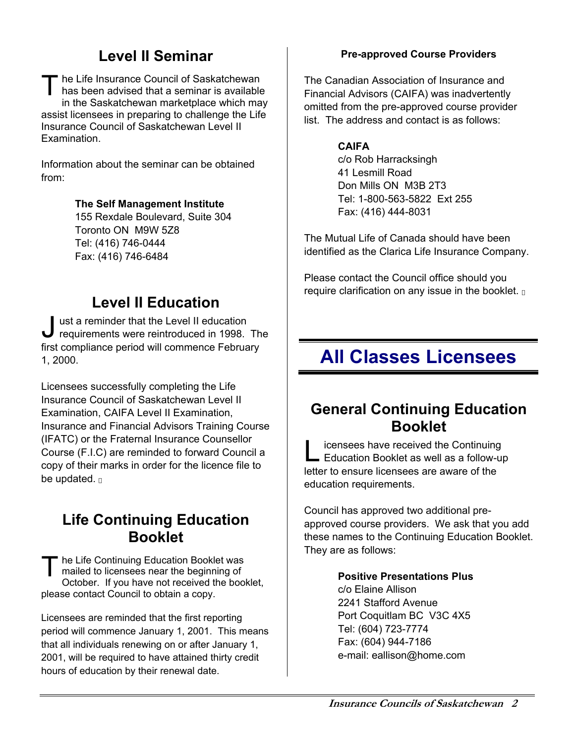## Level II Seminar

The Life Insurance Council of Saskatchewan has been advised that a seminar is available in the Saskatchewan marketplace which may assist licensees in preparing to challenge the Life Insurance Council of Saskatchewan Level II Examination.

Information about the seminar can be obtained from:

**The Self Management Institute**
155 Rexdale Boulevard, Suite 304
Toronto ON M9W 5Z8
Tel: (416) 746-0444
Fax: (416) 746-6484

## Level II Education

Just a reminder that the Level II education requirements were reintroduced in 1998. The first compliance period will commence February 1, 2000.

Licensees successfully completing the Life Insurance Council of Saskatchewan Level II Examination, CAIFA Level II Examination, Insurance and Financial Advisors Training Course (IFATC) or the Fraternal Insurance Counsellor Course (F.I.C) are reminded to forward Council a copy of their marks in order for the licence file to be updated.

## Life Continuing Education Booklet

The Life Continuing Education Booklet was mailed to licensees near the beginning of October. If you have not received the booklet, please contact Council to obtain a copy.

Licensees are reminded that the first reporting period will commence January 1, 2001. This means that all individuals renewing on or after January 1, 2001, will be required to have attained thirty credit hours of education by their renewal date.

**Pre-approved Course Providers**

The Canadian Association of Insurance and Financial Advisors (CAIFA) was inadvertently omitted from the pre-approved course provider list. The address and contact is as follows:

**CAIFA**
c/o Rob Harracksingh
41 Lesmill Road
Don Mills ON M3B 2T3
Tel: 1-800-563-5822 Ext 255
Fax: (416) 444-8031

The Mutual Life of Canada should have been identified as the Clarica Life Insurance Company.

Please contact the Council office should you require clarification on any issue in the booklet.

# All Classes Licensees

## General Continuing Education Booklet

Licensees have received the Continuing Education Booklet as well as a follow-up letter to ensure licensees are aware of the education requirements.

Council has approved two additional pre-approved course providers. We ask that you add these names to the Continuing Education Booklet. They are as follows:

**Positive Presentations Plus**
c/o Elaine Allison
2241 Stafford Avenue
Port Coquitlam BC V3C 4X5
Tel: (604) 723-7774
Fax: (604) 944-7186
e-mail: eallison@home.com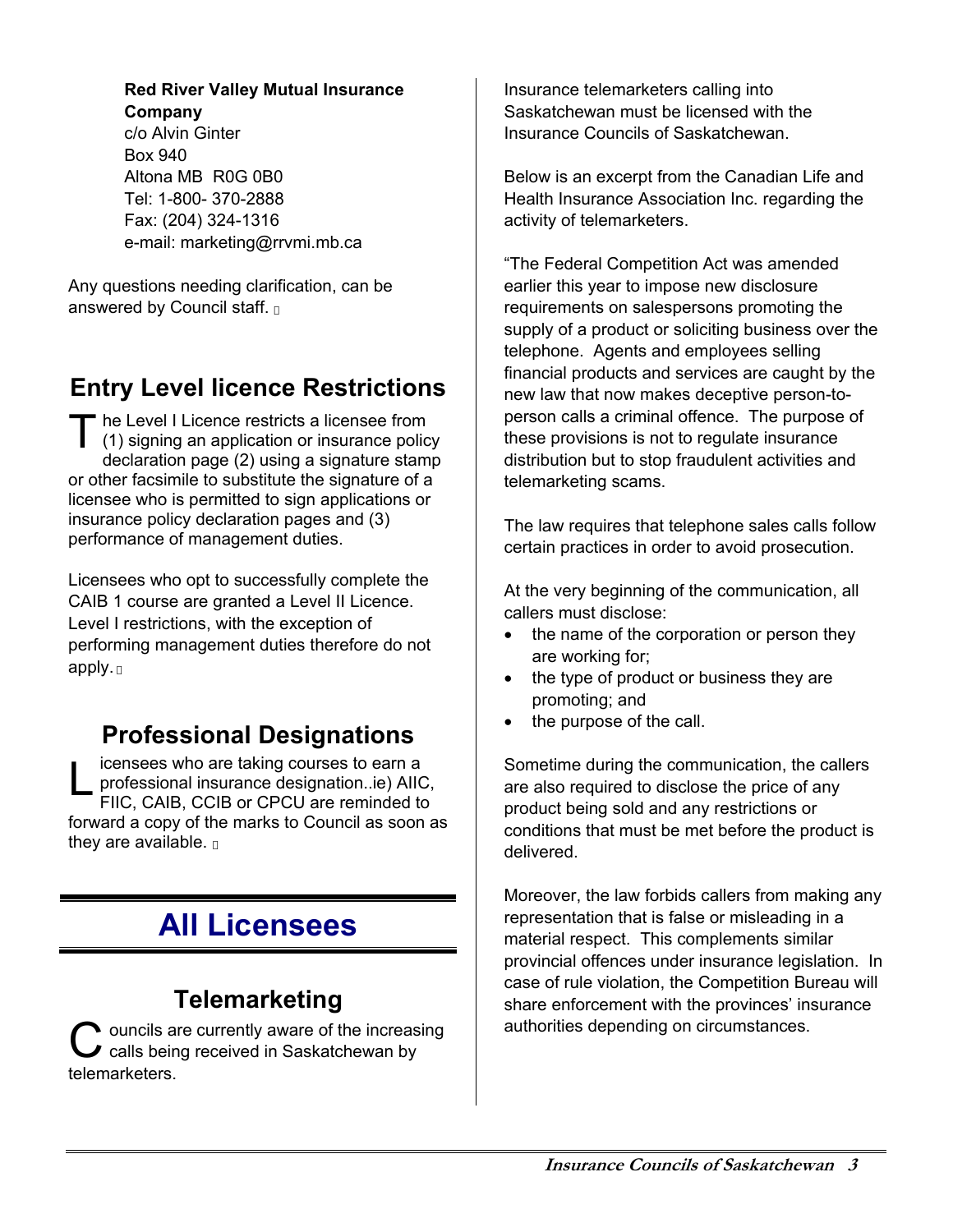**Red River Valley Mutual Insurance Company**
c/o Alvin Ginter
Box 940
Altona MB R0G 0B0
Tel: 1-800- 370-2888
Fax: (204) 324-1316
e-mail: marketing@rrvmi.mb.ca

Any questions needing clarification, can be answered by Council staff.

## Entry Level licence Restrictions

The Level I Licence restricts a licensee from (1) signing an application or insurance policy declaration page (2) using a signature stamp or other facsimile to substitute the signature of a licensee who is permitted to sign applications or insurance policy declaration pages and (3) performance of management duties.

Licensees who opt to successfully complete the CAIB 1 course are granted a Level II Licence. Level I restrictions, with the exception of performing management duties therefore do not apply.

## Professional Designations

Licensees who are taking courses to earn a professional insurance designation..ie) AIIC, FIIC, CAIB, CCIB or CPCU are reminded to forward a copy of the marks to Council as soon as they are available.

# All Licensees

## Telemarketing

Councils are currently aware of the increasing calls being received in Saskatchewan by telemarketers.

Insurance telemarketers calling into Saskatchewan must be licensed with the Insurance Councils of Saskatchewan.

Below is an excerpt from the Canadian Life and Health Insurance Association Inc. regarding the activity of telemarketers.

"The Federal Competition Act was amended earlier this year to impose new disclosure requirements on salespersons promoting the supply of a product or soliciting business over the telephone. Agents and employees selling financial products and services are caught by the new law that now makes deceptive person-to-person calls a criminal offence. The purpose of these provisions is not to regulate insurance distribution but to stop fraudulent activities and telemarketing scams.

The law requires that telephone sales calls follow certain practices in order to avoid prosecution.

At the very beginning of the communication, all callers must disclose:

- the name of the corporation or person they are working for;
- the type of product or business they are promoting; and
- the purpose of the call.

Sometime during the communication, the callers are also required to disclose the price of any product being sold and any restrictions or conditions that must be met before the product is delivered.

Moreover, the law forbids callers from making any representation that is false or misleading in a material respect. This complements similar provincial offences under insurance legislation. In case of rule violation, the Competition Bureau will share enforcement with the provinces' insurance authorities depending on circumstances.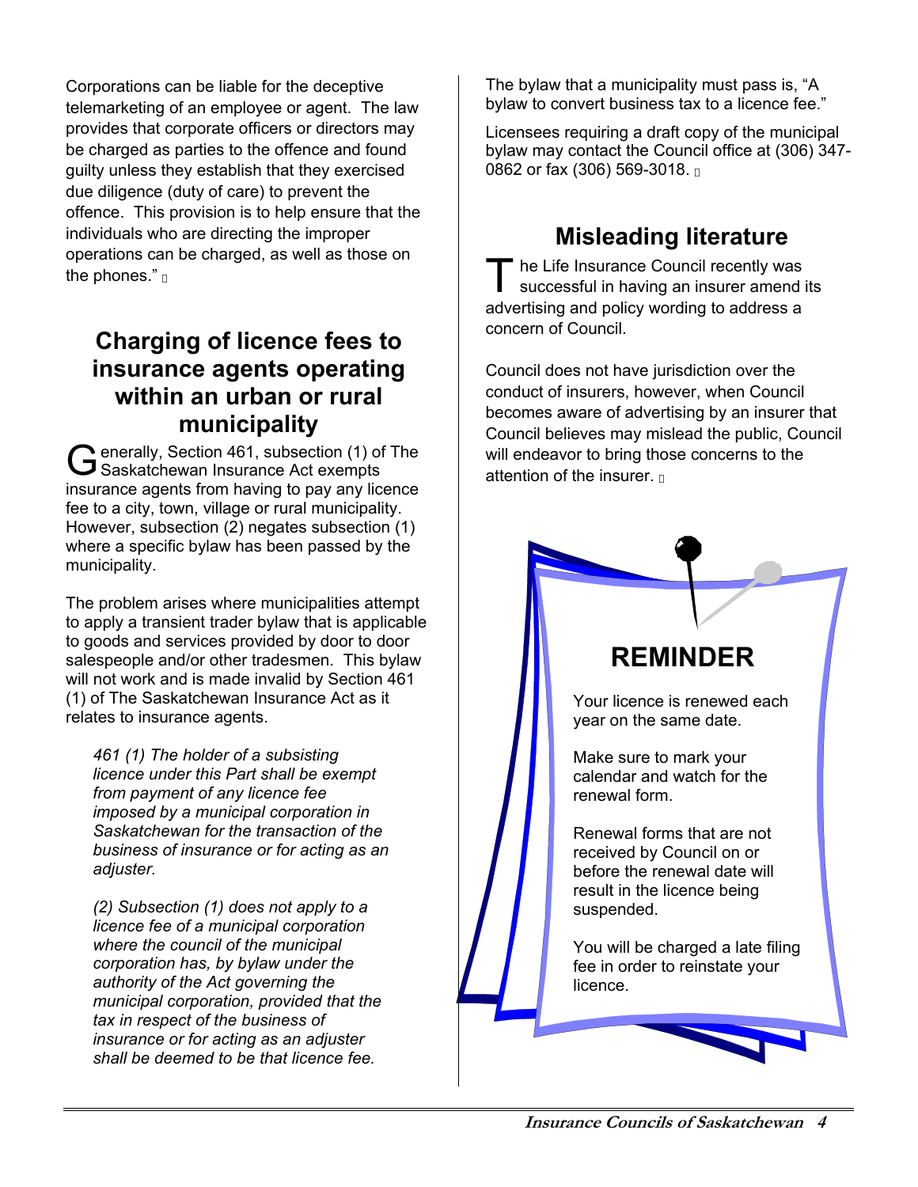Corporations can be liable for the deceptive telemarketing of an employee or agent. The law provides that corporate officers or directors may be charged as parties to the offence and found guilty unless they establish that they exercised due diligence (duty of care) to prevent the offence. This provision is to help ensure that the individuals who are directing the improper operations can be charged, as well as those on the phones." ▯

## Charging of licence fees to insurance agents operating within an urban or rural municipality

Generally, Section 461, subsection (1) of The Saskatchewan Insurance Act exempts insurance agents from having to pay any licence fee to a city, town, village or rural municipality. However, subsection (2) negates subsection (1) where a specific bylaw has been passed by the municipality.

The problem arises where municipalities attempt to apply a transient trader bylaw that is applicable to goods and services provided by door to door salespeople and/or other tradesmen. This bylaw will not work and is made invalid by Section 461 (1) of The Saskatchewan Insurance Act as it relates to insurance agents.

> *461 (1) The holder of a subsisting licence under this Part shall be exempt from payment of any licence fee imposed by a municipal corporation in Saskatchewan for the transaction of the business of insurance or for acting as an adjuster.*
>
> *(2) Subsection (1) does not apply to a licence fee of a municipal corporation where the council of the municipal corporation has, by bylaw under the authority of the Act governing the municipal corporation, provided that the tax in respect of the business of insurance or for acting as an adjuster shall be deemed to be that licence fee.*

The bylaw that a municipality must pass is, "A bylaw to convert business tax to a licence fee."

Licensees requiring a draft copy of the municipal bylaw may contact the Council office at (306) 347-0862 or fax (306) 569-3018. ▯

## Misleading literature

The Life Insurance Council recently was successful in having an insurer amend its advertising and policy wording to address a concern of Council.

Council does not have jurisdiction over the conduct of insurers, however, when Council becomes aware of advertising by an insurer that Council believes may mislead the public, Council will endeavor to bring those concerns to the attention of the insurer. ▯

### REMINDER

Your licence is renewed each year on the same date.

Make sure to mark your calendar and watch for the renewal form.

Renewal forms that are not received by Council on or before the renewal date will result in the licence being suspended.

You will be charged a late filing fee in order to reinstate your licence.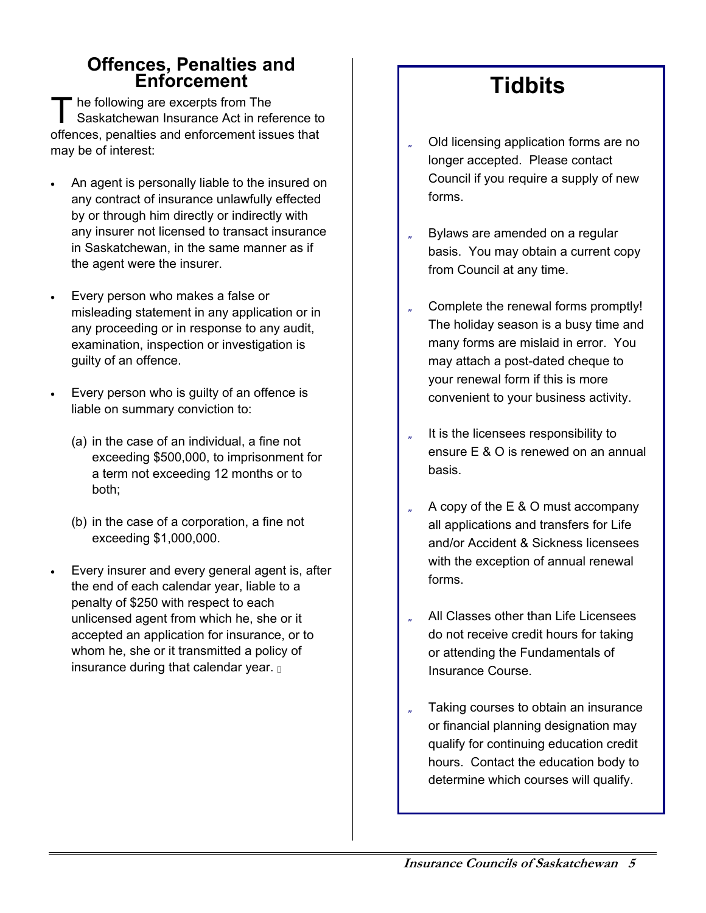## Offences, Penalties and Enforcement

The following are excerpts from The Saskatchewan Insurance Act in reference to offences, penalties and enforcement issues that may be of interest:

- An agent is personally liable to the insured on any contract of insurance unlawfully effected by or through him directly or indirectly with any insurer not licensed to transact insurance in Saskatchewan, in the same manner as if the agent were the insurer.
- Every person who makes a false or misleading statement in any application or in any proceeding or in response to any audit, examination, inspection or investigation is guilty of an offence.
- Every person who is guilty of an offence is liable on summary conviction to:

  (a) in the case of an individual, a fine not exceeding $500,000, to imprisonment for a term not exceeding 12 months or to both;

  (b) in the case of a corporation, a fine not exceeding $1,000,000.

- Every insurer and every general agent is, after the end of each calendar year, liable to a penalty of $250 with respect to each unlicensed agent from which he, she or it accepted an application for insurance, or to whom he, she or it transmitted a policy of insurance during that calendar year.

## Tidbits

- Old licensing application forms are no longer accepted. Please contact Council if you require a supply of new forms.
- Bylaws are amended on a regular basis. You may obtain a current copy from Council at any time.
- Complete the renewal forms promptly! The holiday season is a busy time and many forms are mislaid in error. You may attach a post-dated cheque to your renewal form if this is more convenient to your business activity.
- It is the licensees responsibility to ensure E & O is renewed on an annual basis.
- A copy of the E & O must accompany all applications and transfers for Life and/or Accident & Sickness licensees with the exception of annual renewal forms.
- All Classes other than Life Licensees do not receive credit hours for taking or attending the Fundamentals of Insurance Course.
- Taking courses to obtain an insurance or financial planning designation may qualify for continuing education credit hours. Contact the education body to determine which courses will qualify.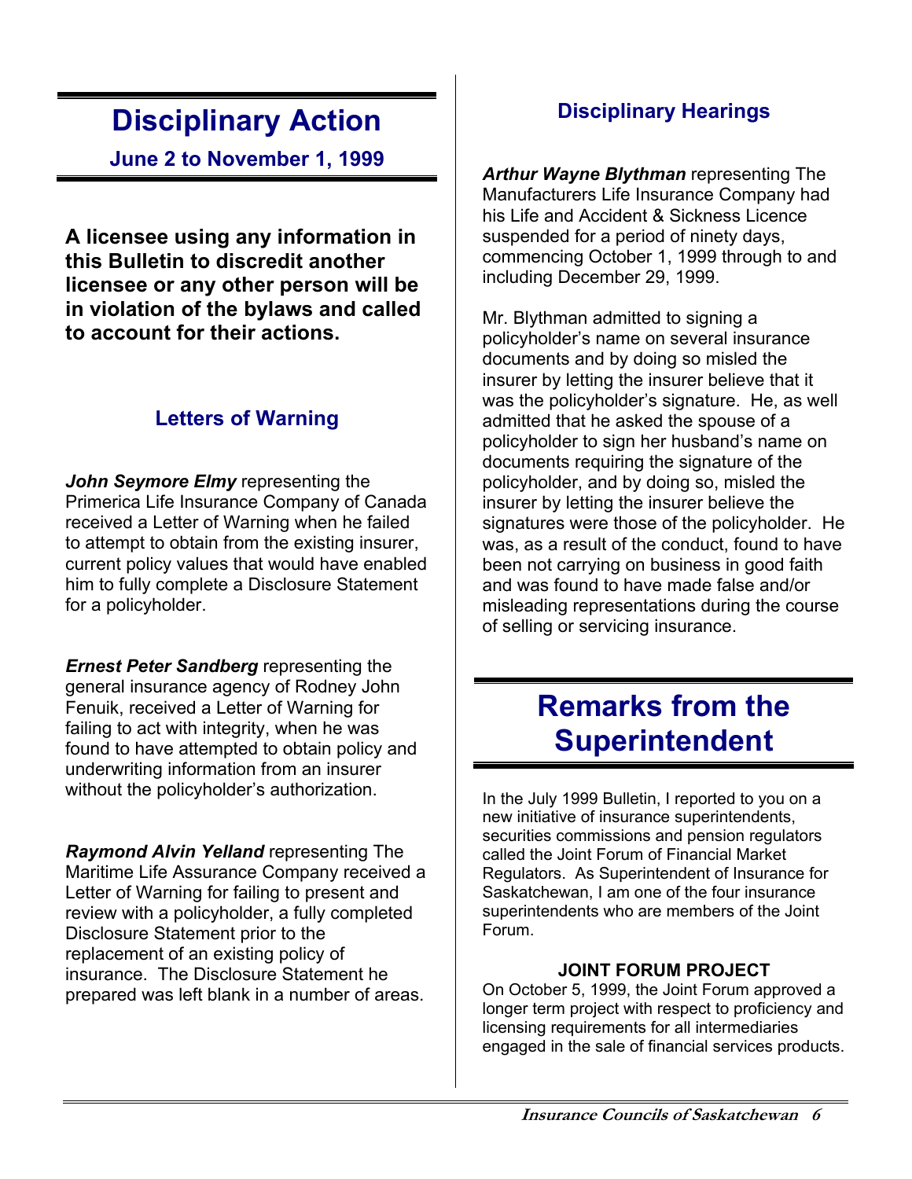# Disciplinary Action

**June 2 to November 1, 1999**

**A licensee using any information in this Bulletin to discredit another licensee or any other person will be in violation of the bylaws and called to account for their actions.**

## Letters of Warning

***John Seymore Elmy*** representing the Primerica Life Insurance Company of Canada received a Letter of Warning when he failed to attempt to obtain from the existing insurer, current policy values that would have enabled him to fully complete a Disclosure Statement for a policyholder.

***Ernest Peter Sandberg*** representing the general insurance agency of Rodney John Fenuik, received a Letter of Warning for failing to act with integrity, when he was found to have attempted to obtain policy and underwriting information from an insurer without the policyholder's authorization.

***Raymond Alvin Yelland*** representing The Maritime Life Assurance Company received a Letter of Warning for failing to present and review with a policyholder, a fully completed Disclosure Statement prior to the replacement of an existing policy of insurance. The Disclosure Statement he prepared was left blank in a number of areas.

## Disciplinary Hearings

***Arthur Wayne Blythman*** representing The Manufacturers Life Insurance Company had his Life and Accident & Sickness Licence suspended for a period of ninety days, commencing October 1, 1999 through to and including December 29, 1999.

Mr. Blythman admitted to signing a policyholder's name on several insurance documents and by doing so misled the insurer by letting the insurer believe that it was the policyholder's signature. He, as well admitted that he asked the spouse of a policyholder to sign her husband's name on documents requiring the signature of the policyholder, and by doing so, misled the insurer by letting the insurer believe the signatures were those of the policyholder. He was, as a result of the conduct, found to have been not carrying on business in good faith and was found to have made false and/or misleading representations during the course of selling or servicing insurance.

# Remarks from the Superintendent

In the July 1999 Bulletin, I reported to you on a new initiative of insurance superintendents, securities commissions and pension regulators called the Joint Forum of Financial Market Regulators. As Superintendent of Insurance for Saskatchewan, I am one of the four insurance superintendents who are members of the Joint Forum.

**JOINT FORUM PROJECT**

On October 5, 1999, the Joint Forum approved a longer term project with respect to proficiency and licensing requirements for all intermediaries engaged in the sale of financial services products.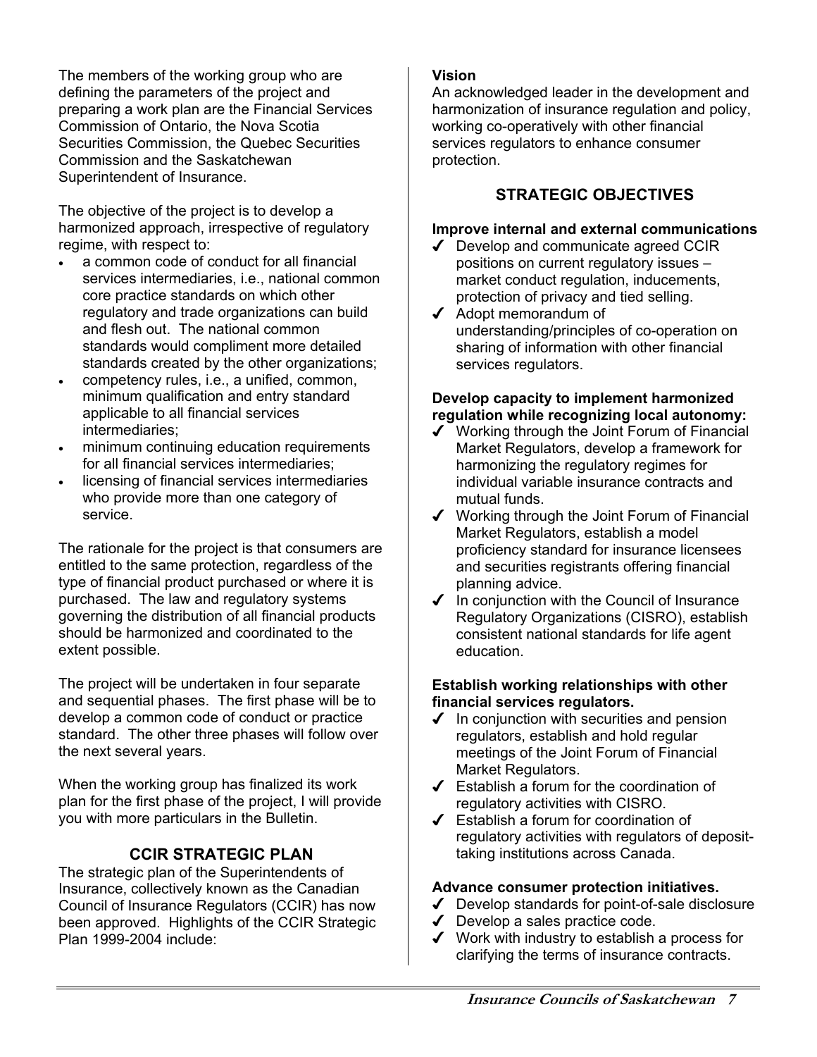The members of the working group who are defining the parameters of the project and preparing a work plan are the Financial Services Commission of Ontario, the Nova Scotia Securities Commission, the Quebec Securities Commission and the Saskatchewan Superintendent of Insurance.

The objective of the project is to develop a harmonized approach, irrespective of regulatory regime, with respect to:

- a common code of conduct for all financial services intermediaries, i.e., national common core practice standards on which other regulatory and trade organizations can build and flesh out. The national common standards would compliment more detailed standards created by the other organizations;
- competency rules, i.e., a unified, common, minimum qualification and entry standard applicable to all financial services intermediaries;
- minimum continuing education requirements for all financial services intermediaries;
- licensing of financial services intermediaries who provide more than one category of service.

The rationale for the project is that consumers are entitled to the same protection, regardless of the type of financial product purchased or where it is purchased. The law and regulatory systems governing the distribution of all financial products should be harmonized and coordinated to the extent possible.

The project will be undertaken in four separate and sequential phases. The first phase will be to develop a common code of conduct or practice standard. The other three phases will follow over the next several years.

When the working group has finalized its work plan for the first phase of the project, I will provide you with more particulars in the Bulletin.

## CCIR STRATEGIC PLAN

The strategic plan of the Superintendents of Insurance, collectively known as the Canadian Council of Insurance Regulators (CCIR) has now been approved. Highlights of the CCIR Strategic Plan 1999-2004 include:

**Vision**

An acknowledged leader in the development and harmonization of insurance regulation and policy, working co-operatively with other financial services regulators to enhance consumer protection.

## STRATEGIC OBJECTIVES

**Improve internal and external communications**

- ✓ Develop and communicate agreed CCIR positions on current regulatory issues – market conduct regulation, inducements, protection of privacy and tied selling.
- ✓ Adopt memorandum of understanding/principles of co-operation on sharing of information with other financial services regulators.

**Develop capacity to implement harmonized regulation while recognizing local autonomy:**

- ✓ Working through the Joint Forum of Financial Market Regulators, develop a framework for harmonizing the regulatory regimes for individual variable insurance contracts and mutual funds.
- ✓ Working through the Joint Forum of Financial Market Regulators, establish a model proficiency standard for insurance licensees and securities registrants offering financial planning advice.
- ✓ In conjunction with the Council of Insurance Regulatory Organizations (CISRO), establish consistent national standards for life agent education.

**Establish working relationships with other financial services regulators.**

- ✓ In conjunction with securities and pension regulators, establish and hold regular meetings of the Joint Forum of Financial Market Regulators.
- ✓ Establish a forum for the coordination of regulatory activities with CISRO.
- ✓ Establish a forum for coordination of regulatory activities with regulators of deposit-taking institutions across Canada.

**Advance consumer protection initiatives.**

- ✓ Develop standards for point-of-sale disclosure
- ✓ Develop a sales practice code.
- ✓ Work with industry to establish a process for clarifying the terms of insurance contracts.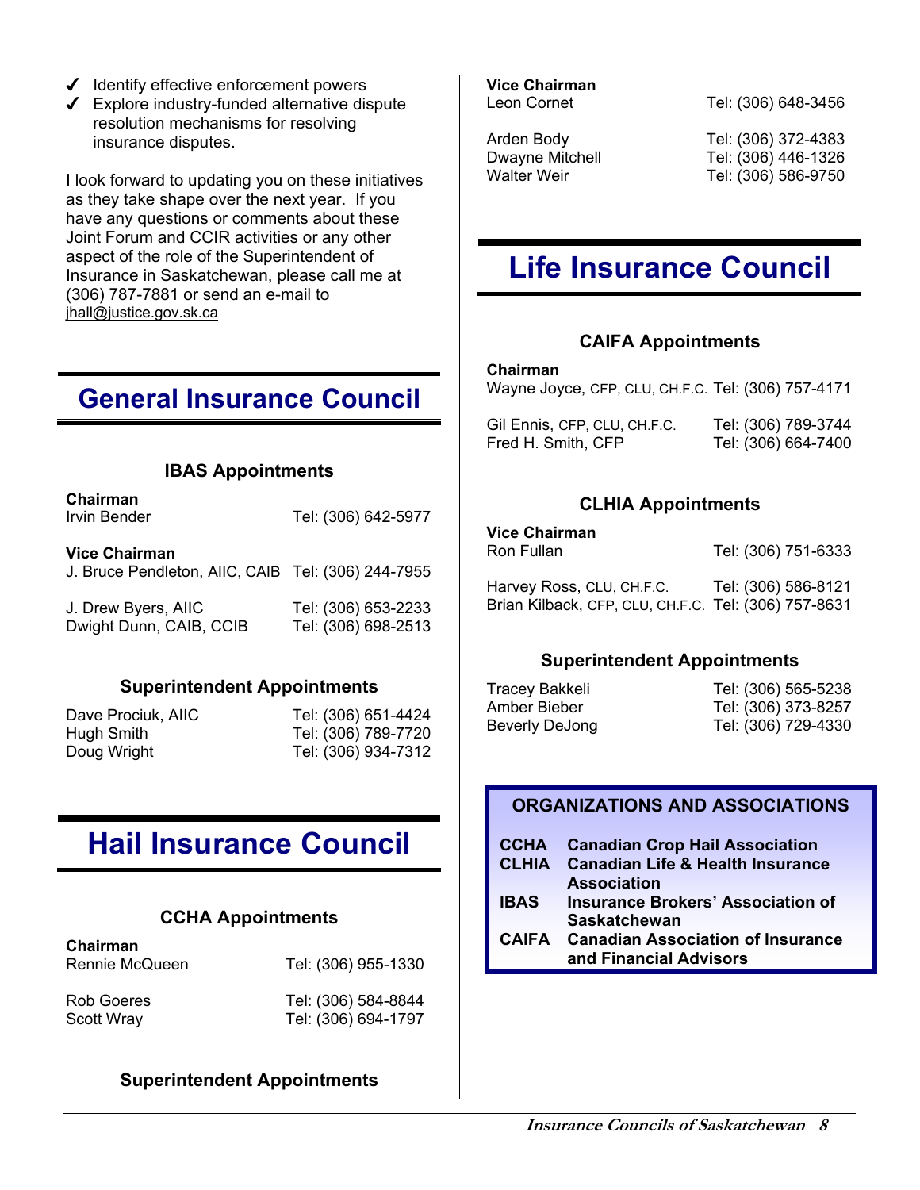- ✓ Identify effective enforcement powers
- ✓ Explore industry-funded alternative dispute resolution mechanisms for resolving insurance disputes.

I look forward to updating you on these initiatives as they take shape over the next year. If you have any questions or comments about these Joint Forum and CCIR activities or any other aspect of the role of the Superintendent of Insurance in Saskatchewan, please call me at (306) 787-7881 or send an e-mail to jhall@justice.gov.sk.ca

# General Insurance Council

### IBAS Appointments

**Chairman**
Irvin Bender — Tel: (306) 642-5977

**Vice Chairman**
J. Bruce Pendleton, AIIC, CAIB — Tel: (306) 244-7955

J. Drew Byers, AIIC — Tel: (306) 653-2233
Dwight Dunn, CAIB, CCIB — Tel: (306) 698-2513

### Superintendent Appointments

Dave Prociuk, AIIC — Tel: (306) 651-4424
Hugh Smith — Tel: (306) 789-7720
Doug Wright — Tel: (306) 934-7312

# Hail Insurance Council

### CCHA Appointments

**Chairman**
Rennie McQueen — Tel: (306) 955-1330

Rob Goeres — Tel: (306) 584-8844
Scott Wray — Tel: (306) 694-1797

### Superintendent Appointments

**Vice Chairman**
Leon Cornet — Tel: (306) 648-3456

Arden Body — Tel: (306) 372-4383
Dwayne Mitchell — Tel: (306) 446-1326
Walter Weir — Tel: (306) 586-9750

# Life Insurance Council

### CAIFA Appointments

**Chairman**
Wayne Joyce, CFP, CLU, CH.F.C. — Tel: (306) 757-4171

Gil Ennis, CFP, CLU, CH.F.C. — Tel: (306) 789-3744
Fred H. Smith, CFP — Tel: (306) 664-7400

### CLHIA Appointments

**Vice Chairman**
Ron Fullan — Tel: (306) 751-6333

Harvey Ross, CLU, CH.F.C. — Tel: (306) 586-8121
Brian Kilback, CFP, CLU, CH.F.C. — Tel: (306) 757-8631

### Superintendent Appointments

Tracey Bakkeli — Tel: (306) 565-5238
Amber Bieber — Tel: (306) 373-8257
Beverly DeJong — Tel: (306) 729-4330

**ORGANIZATIONS AND ASSOCIATIONS**

| | |
|---|---|
| **CCHA** | **Canadian Crop Hail Association** |
| **CLHIA** | **Canadian Life & Health Insurance Association** |
| **IBAS** | **Insurance Brokers' Association of Saskatchewan** |
| **CAIFA** | **Canadian Association of Insurance and Financial Advisors** |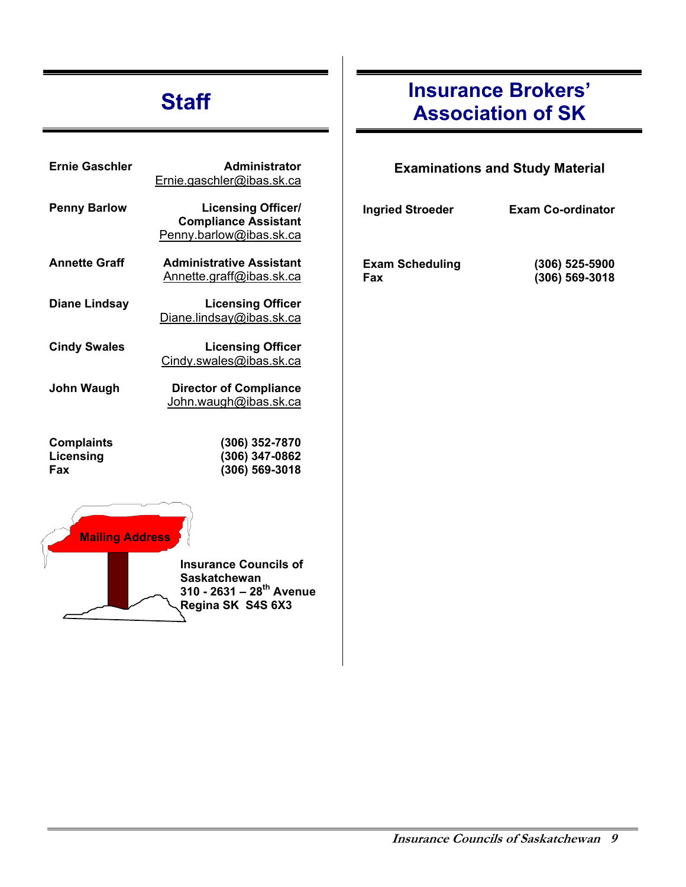# Staff

| | |
|---|---|
| **Ernie Gaschler** | **Administrator**<br>Ernie.gaschler@ibas.sk.ca |
| **Penny Barlow** | **Licensing Officer/ Compliance Assistant**<br>Penny.barlow@ibas.sk.ca |
| **Annette Graff** | **Administrative Assistant**<br>Annette.graff@ibas.sk.ca |
| **Diane Lindsay** | **Licensing Officer**<br>Diane.lindsay@ibas.sk.ca |
| **Cindy Swales** | **Licensing Officer**<br>Cindy.swales@ibas.sk.ca |
| **John Waugh** | **Director of Compliance**<br>John.waugh@ibas.sk.ca |

| | |
|---|---|
| **Complaints** | **(306) 352-7870** |
| **Licensing** | **(306) 347-0862** |
| **Fax** | **(306) 569-3018** |

**Mailing Address**

**Insurance Councils of Saskatchewan**
**310 - 2631 – 28th Avenue**
**Regina SK S4S 6X3**

# Insurance Brokers' Association of SK

### Examinations and Study Material

| | |
|---|---|
| **Ingried Stroeder** | **Exam Co-ordinator** |

| | |
|---|---|
| **Exam Scheduling** | **(306) 525-5900** |
| **Fax** | **(306) 569-3018** |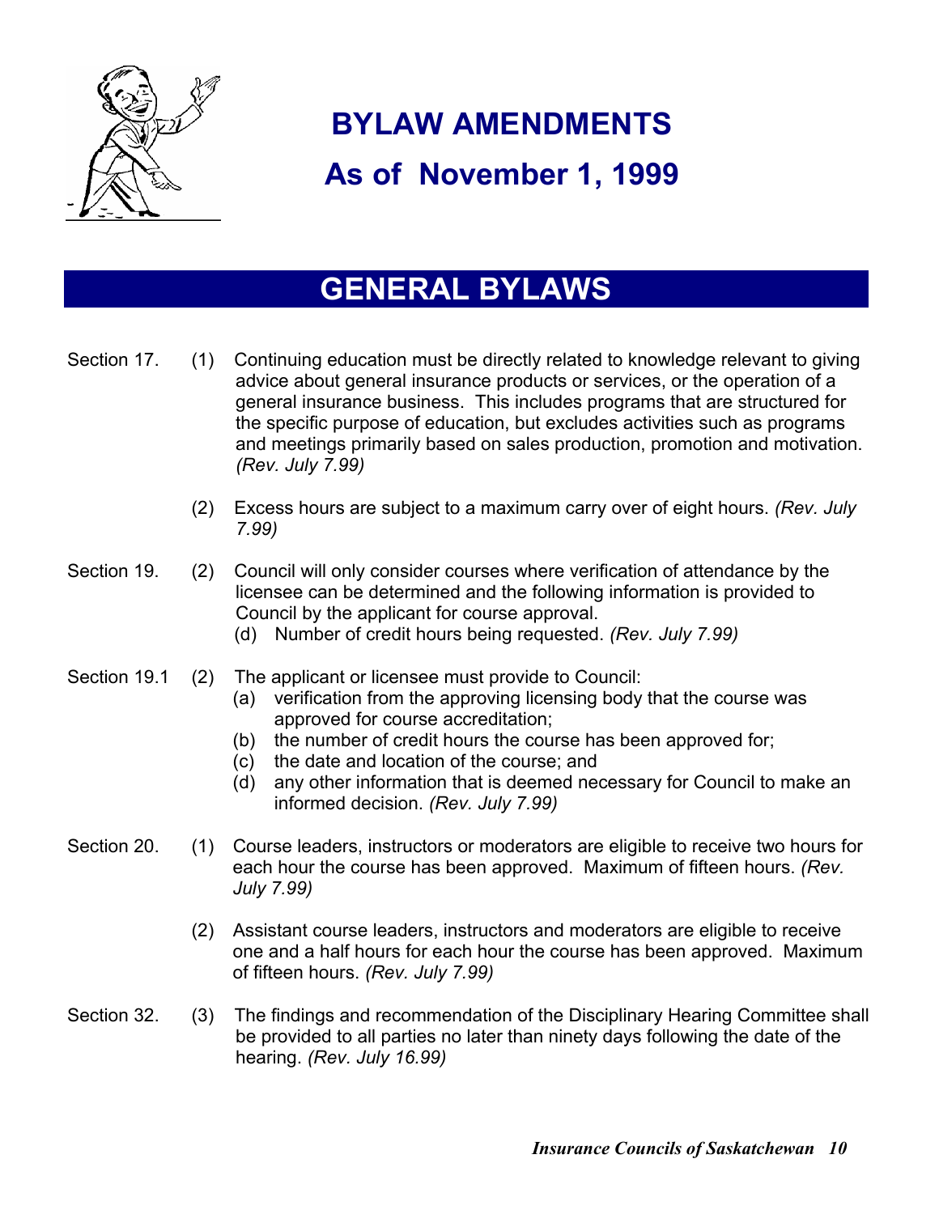# BYLAW AMENDMENTS

# As of November 1, 1999

## GENERAL BYLAWS

Section 17. (1) Continuing education must be directly related to knowledge relevant to giving advice about general insurance products or services, or the operation of a general insurance business. This includes programs that are structured for the specific purpose of education, but excludes activities such as programs and meetings primarily based on sales production, promotion and motivation. *(Rev. July 7.99)*

(2) Excess hours are subject to a maximum carry over of eight hours. *(Rev. July 7.99)*

Section 19. (2) Council will only consider courses where verification of attendance by the licensee can be determined and the following information is provided to Council by the applicant for course approval.

(d) Number of credit hours being requested. *(Rev. July 7.99)*

Section 19.1 (2) The applicant or licensee must provide to Council:

(a) verification from the approving licensing body that the course was approved for course accreditation;
(b) the number of credit hours the course has been approved for;
(c) the date and location of the course; and
(d) any other information that is deemed necessary for Council to make an informed decision. *(Rev. July 7.99)*

Section 20. (1) Course leaders, instructors or moderators are eligible to receive two hours for each hour the course has been approved. Maximum of fifteen hours. *(Rev. July 7.99)*

(2) Assistant course leaders, instructors and moderators are eligible to receive one and a half hours for each hour the course has been approved. Maximum of fifteen hours. *(Rev. July 7.99)*

Section 32. (3) The findings and recommendation of the Disciplinary Hearing Committee shall be provided to all parties no later than ninety days following the date of the hearing. *(Rev. July 16.99)*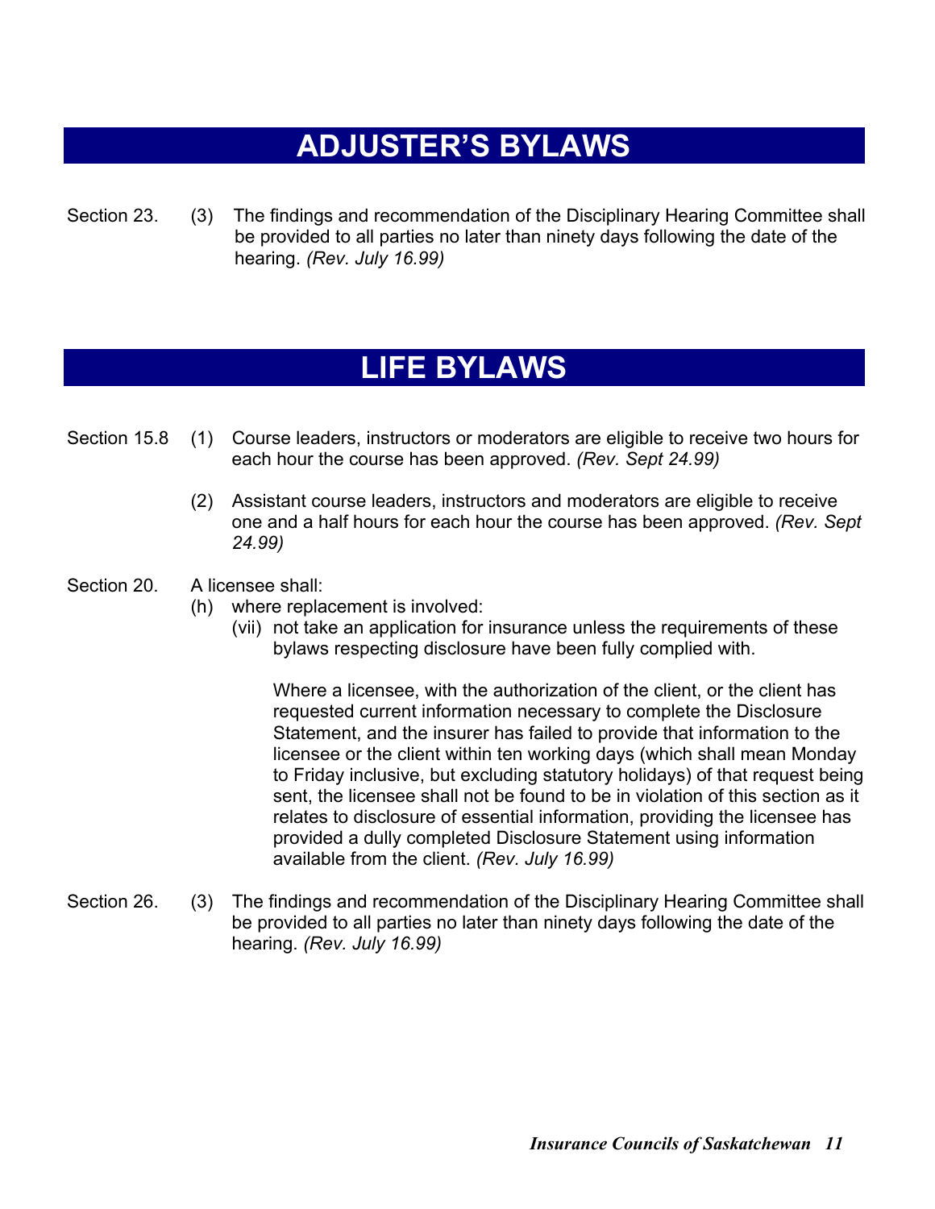# ADJUSTER'S BYLAWS

Section 23. (3) The findings and recommendation of the Disciplinary Hearing Committee shall be provided to all parties no later than ninety days following the date of the hearing. *(Rev. July 16.99)*

# LIFE BYLAWS

Section 15.8 (1) Course leaders, instructors or moderators are eligible to receive two hours for each hour the course has been approved. *(Rev. Sept 24.99)*

(2) Assistant course leaders, instructors and moderators are eligible to receive one and a half hours for each hour the course has been approved. *(Rev. Sept 24.99)*

Section 20. A licensee shall:

(h) where replacement is involved:

(vii) not take an application for insurance unless the requirements of these bylaws respecting disclosure have been fully complied with.

Where a licensee, with the authorization of the client, or the client has requested current information necessary to complete the Disclosure Statement, and the insurer has failed to provide that information to the licensee or the client within ten working days (which shall mean Monday to Friday inclusive, but excluding statutory holidays) of that request being sent, the licensee shall not be found to be in violation of this section as it relates to disclosure of essential information, providing the licensee has provided a dully completed Disclosure Statement using information available from the client. *(Rev. July 16.99)*

Section 26. (3) The findings and recommendation of the Disciplinary Hearing Committee shall be provided to all parties no later than ninety days following the date of the hearing. *(Rev. July 16.99)*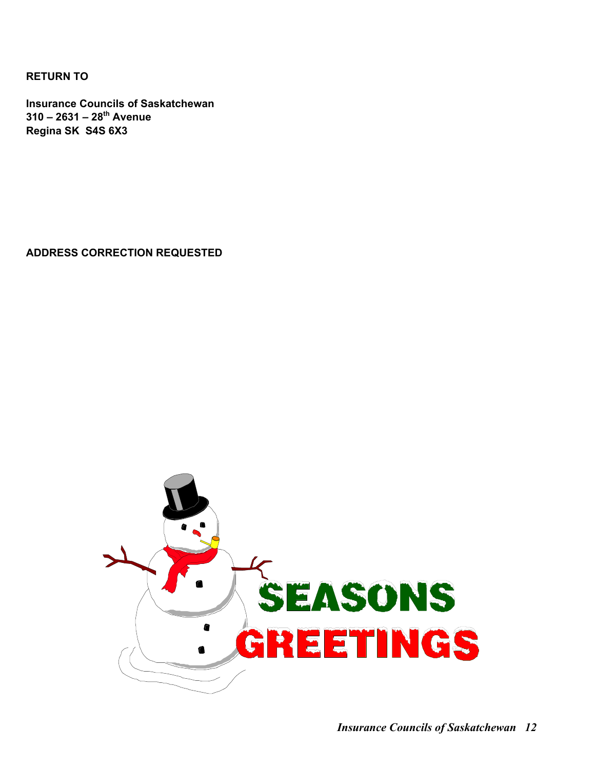**RETURN TO**

**Insurance Councils of Saskatchewan**
**310 – 2631 – 28th Avenue**
**Regina SK  S4S 6X3**

**ADDRESS CORRECTION REQUESTED**

SEASONS
GREETINGS